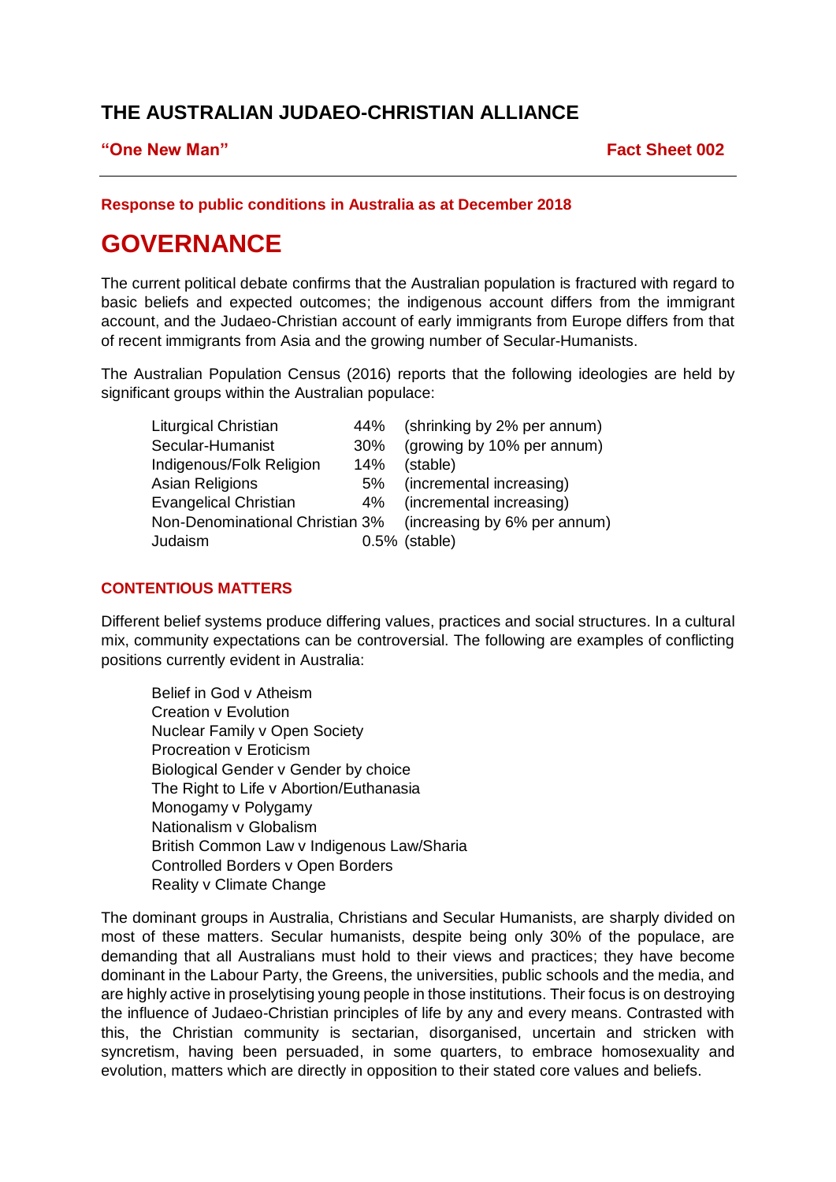# THE AUSTRALIAN JUDAEO-CHRISTIAN ALLIANCE

**"One New Man"** **Fact Sheet 002**

---

**Response to public conditions in Australia as at December 2018**

## GOVERNANCE

The current political debate confirms that the Australian population is fractured with regard to basic beliefs and expected outcomes; the indigenous account differs from the immigrant account, and the Judaeo-Christian account of early immigrants from Europe differs from that of recent immigrants from Asia and the growing number of Secular-Humanists.

The Australian Population Census (2016) reports that the following ideologies are held by significant groups within the Australian populace:

| | | |
|---|---|---|
| Liturgical Christian | 44% | (shrinking by 2% per annum) |
| Secular-Humanist | 30% | (growing by 10% per annum) |
| Indigenous/Folk Religion | 14% | (stable) |
| Asian Religions | 5% | (incremental increasing) |
| Evangelical Christian | 4% | (incremental increasing) |
| Non-Denominational Christian | 3% | (increasing by 6% per annum) |
| Judaism | 0.5% | (stable) |

### CONTENTIOUS MATTERS

Different belief systems produce differing values, practices and social structures. In a cultural mix, community expectations can be controversial. The following are examples of conflicting positions currently evident in Australia:

- Belief in God v Atheism
- Creation v Evolution
- Nuclear Family v Open Society
- Procreation v Eroticism
- Biological Gender v Gender by choice
- The Right to Life v Abortion/Euthanasia
- Monogamy v Polygamy
- Nationalism v Globalism
- British Common Law v Indigenous Law/Sharia
- Controlled Borders v Open Borders
- Reality v Climate Change

The dominant groups in Australia, Christians and Secular Humanists, are sharply divided on most of these matters. Secular humanists, despite being only 30% of the populace, are demanding that all Australians must hold to their views and practices; they have become dominant in the Labour Party, the Greens, the universities, public schools and the media, and are highly active in proselytising young people in those institutions. Their focus is on destroying the influence of Judaeo-Christian principles of life by any and every means. Contrasted with this, the Christian community is sectarian, disorganised, uncertain and stricken with syncretism, having been persuaded, in some quarters, to embrace homosexuality and evolution, matters which are directly in opposition to their stated core values and beliefs.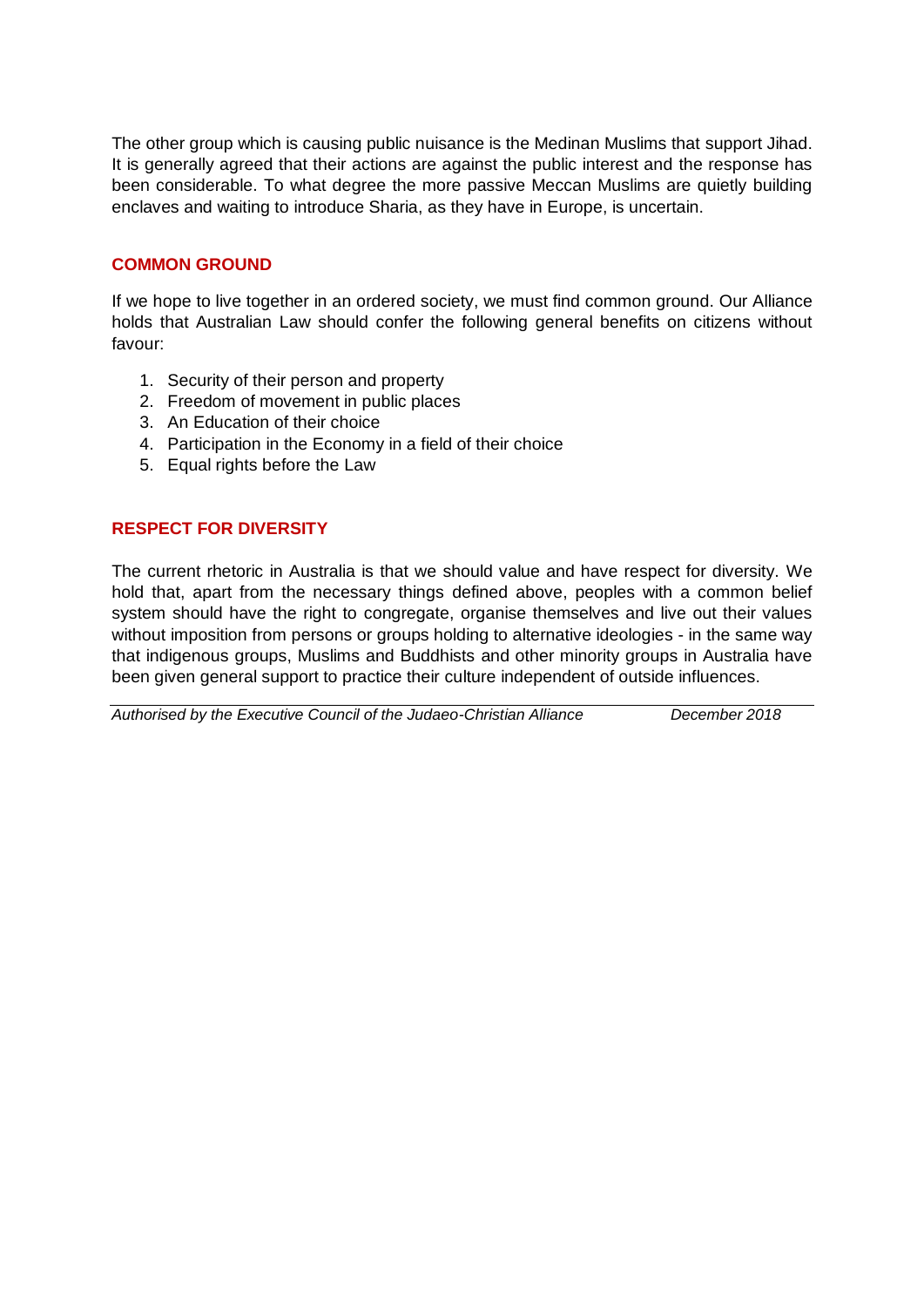The other group which is causing public nuisance is the Medinan Muslims that support Jihad. It is generally agreed that their actions are against the public interest and the response has been considerable. To what degree the more passive Meccan Muslims are quietly building enclaves and waiting to introduce Sharia, as they have in Europe, is uncertain.

## COMMON GROUND

If we hope to live together in an ordered society, we must find common ground. Our Alliance holds that Australian Law should confer the following general benefits on citizens without favour:

1. Security of their person and property
2. Freedom of movement in public places
3. An Education of their choice
4. Participation in the Economy in a field of their choice
5. Equal rights before the Law

## RESPECT FOR DIVERSITY

The current rhetoric in Australia is that we should value and have respect for diversity. We hold that, apart from the necessary things defined above, peoples with a common belief system should have the right to congregate, organise themselves and live out their values without imposition from persons or groups holding to alternative ideologies - in the same way that indigenous groups, Muslims and Buddhists and other minority groups in Australia have been given general support to practice their culture independent of outside influences.

---

*Authorised by the Executive Council of the Judaeo-Christian Alliance* *December 2018*